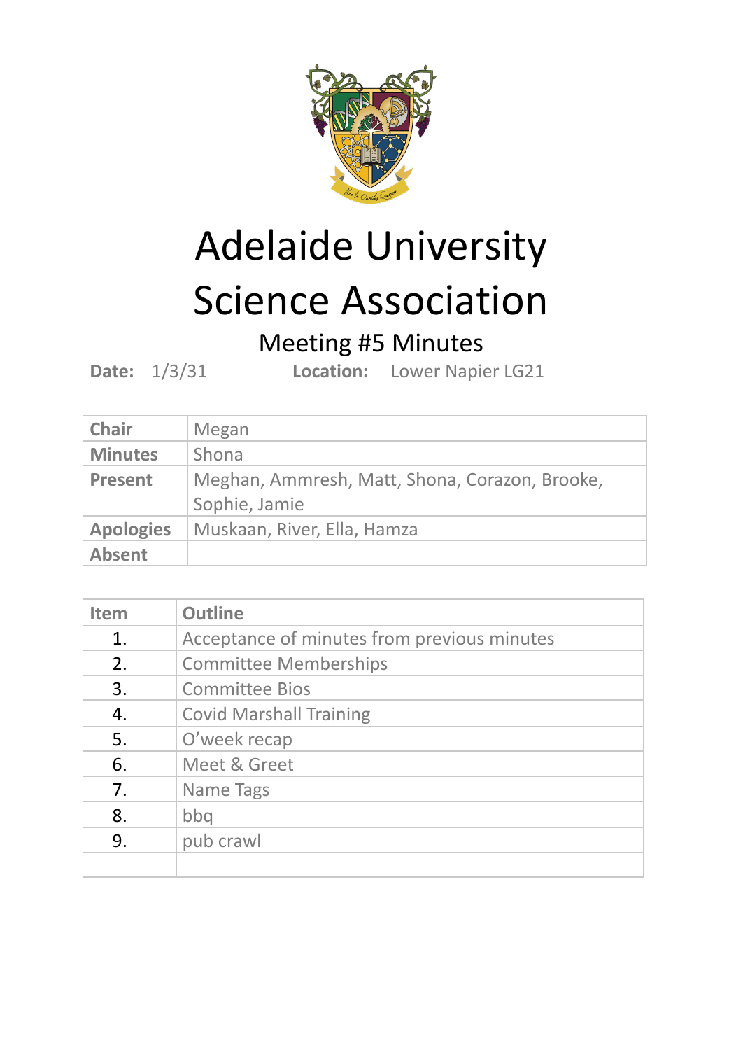# Adelaide University Science Association

## Meeting #5 Minutes

**Date:** 1/3/31 **Location:** Lower Napier LG21

| **Chair** | Megan |
|---|---|
| **Minutes** | Shona |
| **Present** | Meghan, Ammresh, Matt, Shona, Corazon, Brooke, Sophie, Jamie |
| **Apologies** | Muskaan, River, Ella, Hamza |
| **Absent** | |

| Item | Outline |
|---|---|
| 1. | Acceptance of minutes from previous minutes |
| 2. | Committee Memberships |
| 3. | Committee Bios |
| 4. | Covid Marshall Training |
| 5. | O'week recap |
| 6. | Meet & Greet |
| 7. | Name Tags |
| 8. | bbq |
| 9. | pub crawl |
| | |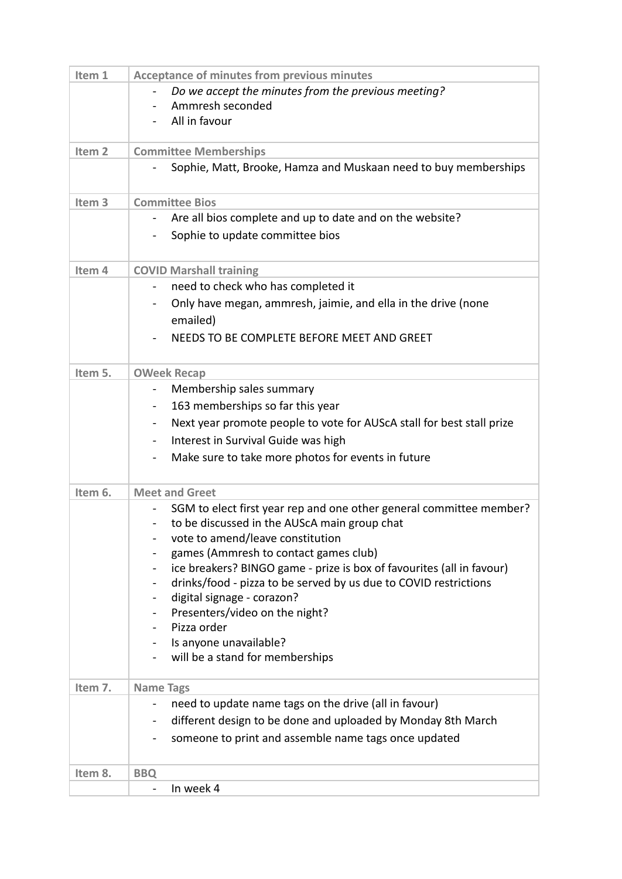| Item 1 | Acceptance of minutes from previous minutes |
|---|---|
| | - *Do we accept the minutes from the previous meeting?*<br>- Ammresh seconded<br>- All in favour |
| **Item 2** | **Committee Memberships** |
| | - Sophie, Matt, Brooke, Hamza and Muskaan need to buy memberships |
| **Item 3** | **Committee Bios** |
| | - Are all bios complete and up to date and on the website?<br>- Sophie to update committee bios |
| **Item 4** | **COVID Marshall training** |
| | - need to check who has completed it<br>- Only have megan, ammresh, jaimie, and ella in the drive (none emailed)<br>- NEEDS TO BE COMPLETE BEFORE MEET AND GREET |
| **Item 5.** | **OWeek Recap** |
| | - Membership sales summary<br>- 163 memberships so far this year<br>- Next year promote people to vote for AUScA stall for best stall prize<br>- Interest in Survival Guide was high<br>- Make sure to take more photos for events in future |
| **Item 6.** | **Meet and Greet** |
| | - SGM to elect first year rep and one other general committee member?<br>- to be discussed in the AUScA main group chat<br>- vote to amend/leave constitution<br>- games (Ammresh to contact games club)<br>- ice breakers? BINGO game - prize is box of favourites (all in favour)<br>- drinks/food - pizza to be served by us due to COVID restrictions<br>- digital signage - corazon?<br>- Presenters/video on the night?<br>- Pizza order<br>- Is anyone unavailable?<br>- will be a stand for memberships |
| **Item 7.** | **Name Tags** |
| | - need to update name tags on the drive (all in favour)<br>- different design to be done and uploaded by Monday 8th March<br>- someone to print and assemble name tags once updated |
| **Item 8.** | **BBQ** |
| | - In week 4 |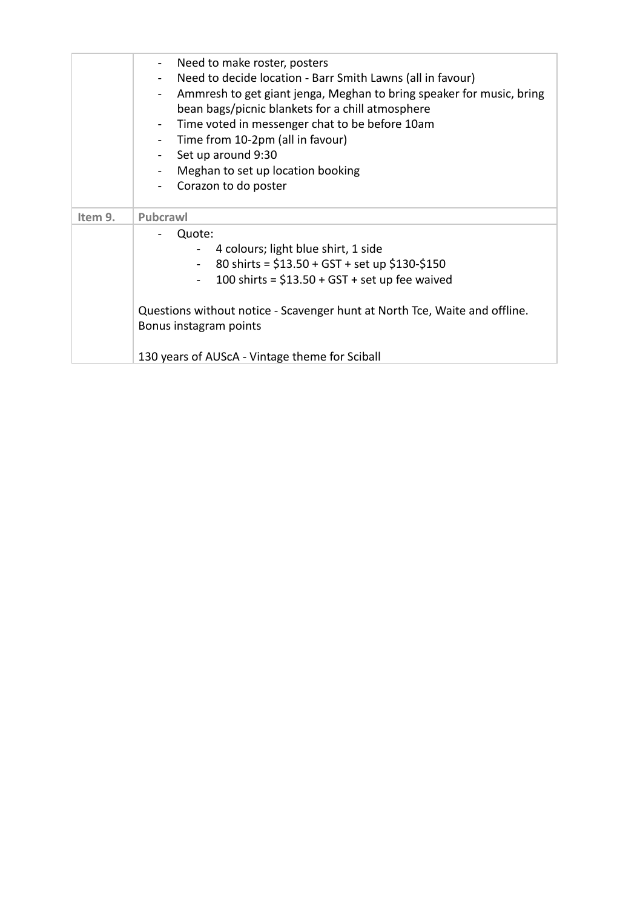| | |
|---|---|
| | - Need to make roster, posters<br>- Need to decide location - Barr Smith Lawns (all in favour)<br>- Ammresh to get giant jenga, Meghan to bring speaker for music, bring bean bags/picnic blankets for a chill atmosphere<br>- Time voted in messenger chat to be before 10am<br>- Time from 10-2pm (all in favour)<br>- Set up around 9:30<br>- Meghan to set up location booking<br>- Corazon to do poster |
| **Item 9.** | **Pubcrawl** |
| | - Quote:<br>&nbsp;&nbsp;&nbsp;&nbsp;- 4 colours; light blue shirt, 1 side<br>&nbsp;&nbsp;&nbsp;&nbsp;- 80 shirts = $13.50 + GST + set up $130-$150<br>&nbsp;&nbsp;&nbsp;&nbsp;- 100 shirts = $13.50 + GST + set up fee waived<br><br>Questions without notice - Scavenger hunt at North Tce, Waite and offline. Bonus instagram points<br><br>130 years of AUScA - Vintage theme for Sciball |